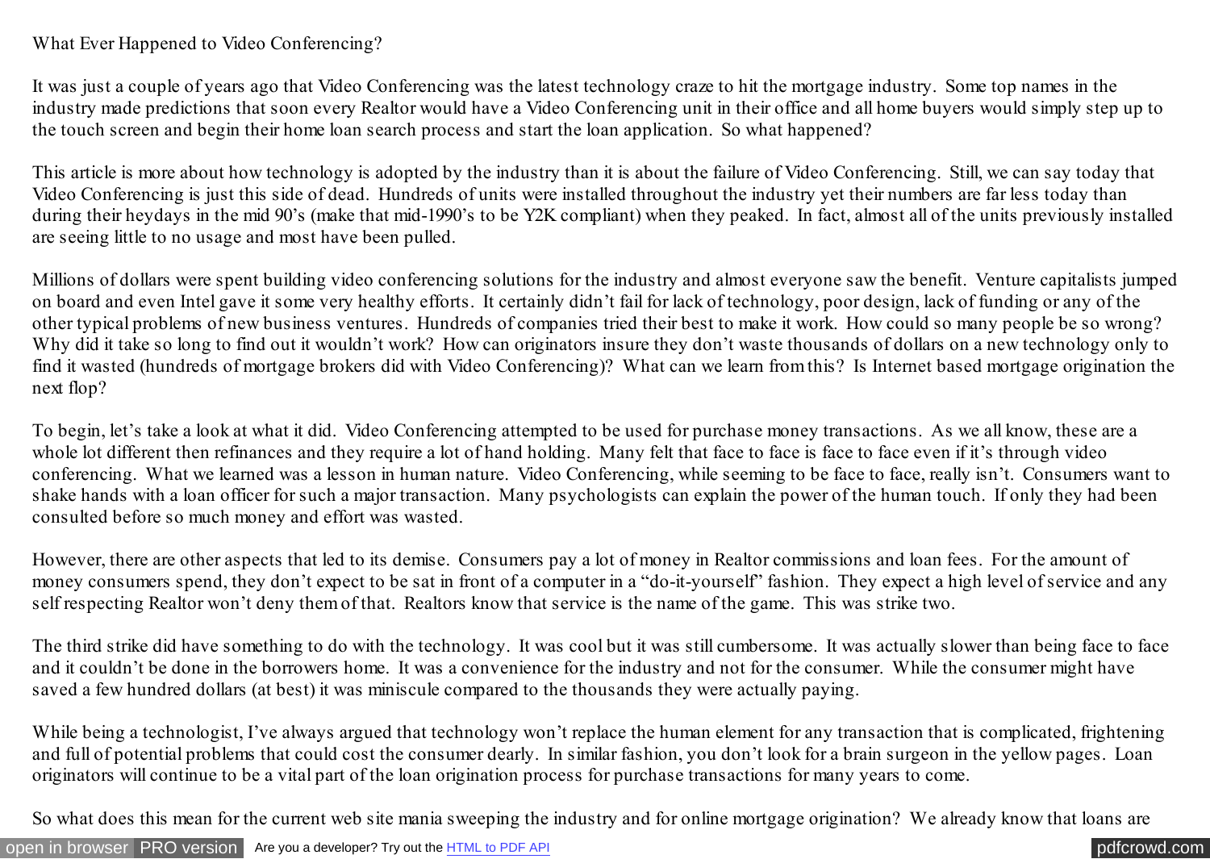# What Ever Happened to Video Conferencing?

It was just a couple of years ago that Video Conferencing was the latest technology craze to hit the mortgage industry. Some top names in the industry made predictions that soon every Realtor would have a Video Conferencing unit in their office and all home buyers would simply step up to the touch screen and begin their home loan search process and start the loan application. So what happened?

This article is more about how technology is adopted by the industry than it is about the failure of Video Conferencing. Still, we can say today that Video Conferencing is just this side of dead. Hundreds of units were installed throughout the industry yet their numbers are far less today than during their heydays in the mid 90's (make that mid-1990's to be Y2K compliant) when they peaked. In fact, almost all of the units previously installed are seeing little to no usage and most have been pulled.

Millions of dollars were spent building video conferencing solutions for the industry and almost everyone saw the benefit. Venture capitalists jumped on board and even Intel gave it some very healthy efforts. It certainly didn't fail for lack of technology, poor design, lack of funding or any of the other typical problems of new business ventures. Hundreds of companies tried their best to make it work. How could so many people be so wrong? Why did it take so long to find out it wouldn't work? How can originators insure they don't waste thousands of dollars on a new technology only to find it wasted (hundreds of mortgage brokers did with Video Conferencing)? What can we learn from this? Is Internet based mortgage origination the next flop?

To begin, let's take a look at what it did. Video Conferencing attempted to be used for purchase money transactions. As we all know, these are a whole lot different then refinances and they require a lot of hand holding. Many felt that face to face is face to face even if it's through video conferencing. What we learned was a lesson in human nature. Video Conferencing, while seeming to be face to face, really isn't. Consumers want to shake hands with a loan officer for such a major transaction. Many psychologists can explain the power of the human touch. If only they had been consulted before so much money and effort was wasted.

However, there are other aspects that led to its demise. Consumers pay a lot of money in Realtor commissions and loan fees. For the amount of money consumers spend, they don't expect to be sat in front of a computer in a "do-it-yourself" fashion. They expect a high level of service and any self respecting Realtor won't deny them of that. Realtors know that service is the name of the game. This was strike two.

The third strike did have something to do with the technology. It was cool but it was still cumbersome. It was actually slower than being face to face and it couldn't be done in the borrowers home. It was a convenience for the industry and not for the consumer. While the consumer might have saved a few hundred dollars (at best) it was miniscule compared to the thousands they were actually paying.

While being a technologist, I've always argued that technology won't replace the human element for any transaction that is complicated, frightening and full of potential problems that could cost the consumer dearly. In similar fashion, you don't look for a brain surgeon in the yellow pages. Loan originators will continue to be a vital part of the loan origination process for purchase transactions for many years to come.

So what does this mean for the current web site mania sweeping the industry and for online mortgage origination? We already know that loans are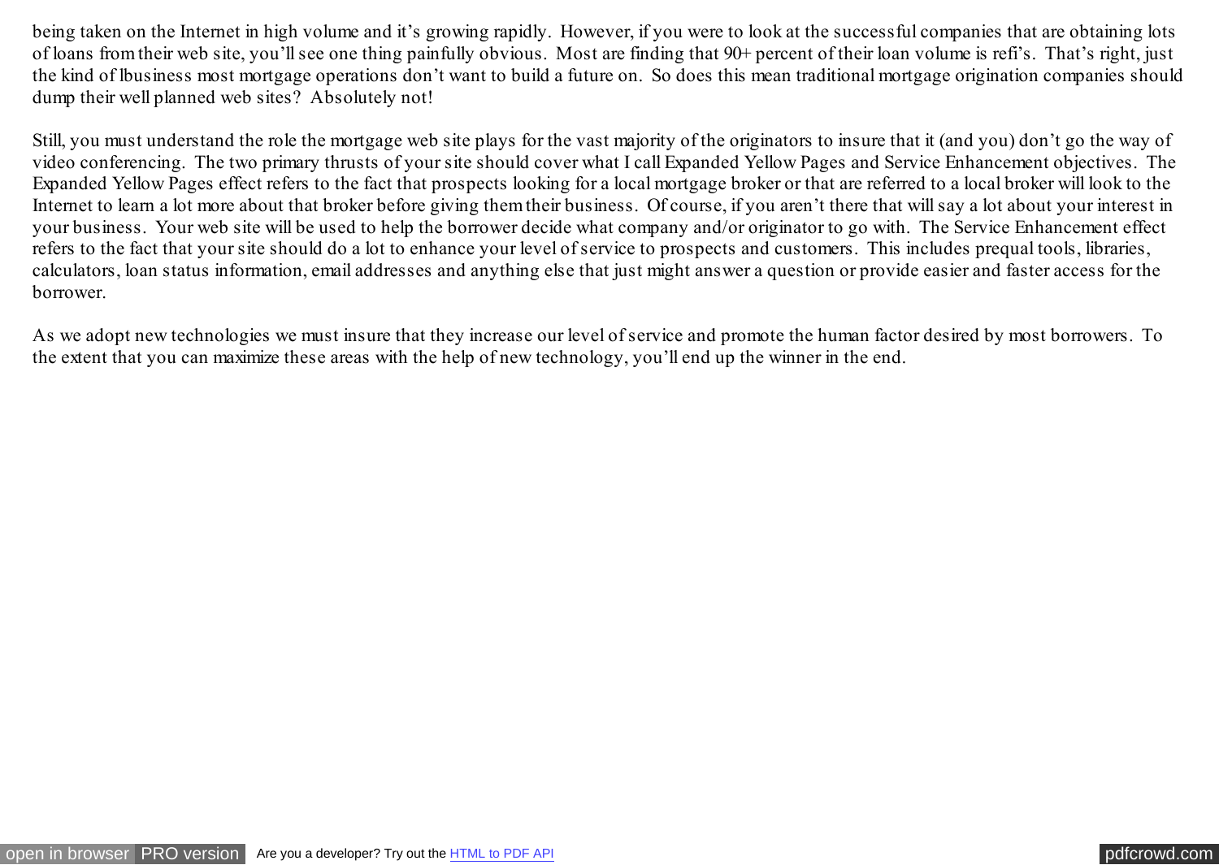being taken on the Internet in high volume and it's growing rapidly. However, if you were to look at the successful companies that are obtaining lots of loans from their web site, you'll see one thing painfully obvious. Most are finding that 90+ percent of their loan volume is refi's. That's right, just the kind of lbusiness most mortgage operations don't want to build a future on. So does this mean traditional mortgage origination companies should dump their well planned web sites? Absolutely not!

Still, you must understand the role the mortgage web site plays for the vast majority of the originators to insure that it (and you) don't go the way of video conferencing. The two primary thrusts of your site should cover what I call Expanded Yellow Pages and Service Enhancement objectives. The Expanded Yellow Pages effect refers to the fact that prospects looking for a local mortgage broker or that are referred to a local broker will look to the Internet to learn a lot more about that broker before giving them their business. Of course, if you aren't there that will say a lot about your interest in your business. Your web site will be used to help the borrower decide what company and/or originator to go with. The Service Enhancement effect refers to the fact that your site should do a lot to enhance your level of service to prospects and customers. This includes prequal tools, libraries, calculators, loan status information, email addresses and anything else that just might answer a question or provide easier and faster access for the borrower.

As we adopt new technologies we must insure that they increase our level of service and promote the human factor desired by most borrowers. To the extent that you can maximize these areas with the help of new technology, you'll end up the winner in the end.